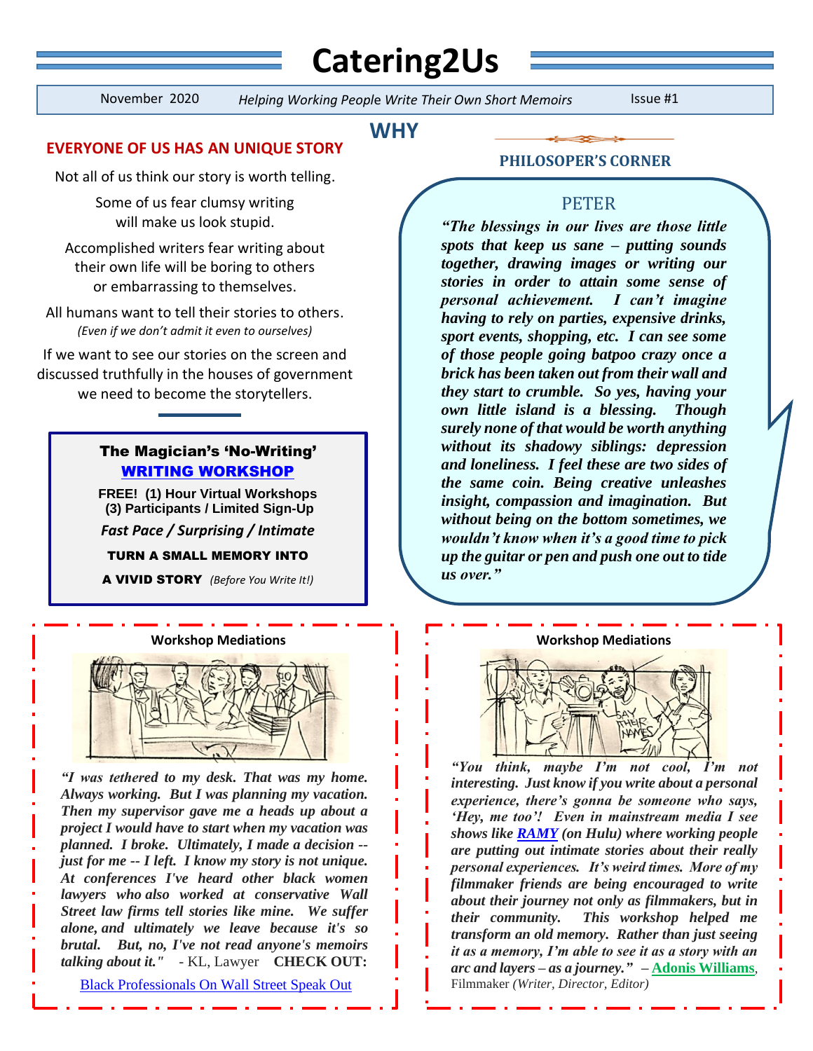# Catering2Us

November 2020 | *Helping Working People Write Their Own Short Memoirs* | Issue #1

## WHY

### EVERYONE OF US HAS AN UNIQUE STORY

Not all of us think our story is worth telling.

Some of us fear clumsy writing will make us look stupid.

Accomplished writers fear writing about their own life will be boring to others or embarrassing to themselves.

All humans want to tell their stories to others.
*(Even if we don't admit it even to ourselves)*

If we want to see our stories on the screen and discussed truthfully in the houses of government we need to become the storytellers.

---

**The Magician's 'No-Writing' WRITING WORKSHOP**

**FREE! (1) Hour Virtual Workshops**
**(3) Participants / Limited Sign-Up**

***Fast Pace / Surprising / Intimate***

**TURN A SMALL MEMORY INTO A VIVID STORY** *(Before You Write It!)*

---

### PHILOSOPER'S CORNER

**PETER**

***"The blessings in our lives are those little spots that keep us sane – putting sounds together, drawing images or writing our stories in order to attain some sense of personal achievement. I can't imagine having to rely on parties, expensive drinks, sport events, shopping, etc. I can see some of those people going batpoo crazy once a brick has been taken out from their wall and they start to crumble. So yes, having your own little island is a blessing. Though surely none of that would be worth anything without its shadowy siblings: depression and loneliness. I feel these are two sides of the same coin. Being creative unleashes insight, compassion and imagination. But without being on the bottom sometimes, we wouldn't know when it's a good time to pick up the guitar or pen and push one out to tide us over."***

---

**Workshop Mediations**

***"I was tethered to my desk. That was my home. Always working. But I was planning my vacation. Then my supervisor gave me a heads up about a project I would have to start when my vacation was planned. I broke. Ultimately, I made a decision -- just for me -- I left. I know my story is not unique. At conferences I've heard other black women lawyers who also worked at conservative Wall Street law firms tell stories like mine. We suffer alone, and ultimately we leave because it's so brutal. But, no, I've not read anyone's memoirs talking about it."*** - KL, Lawyer **CHECK OUT:**

Black Professionals On Wall Street Speak Out

---

**Workshop Mediations**

***"You think, maybe I'm not cool, I'm not interesting. Just know if you write about a personal experience, there's gonna be someone who says, 'Hey, me too'! Even in mainstream media I see shows like RAMY (on Hulu) where working people are putting out intimate stories about their really personal experiences. It's weird times. More of my filmmaker friends are being encouraged to write about their journey not only as filmmakers, but in their community. This workshop helped me transform an old memory. Rather than just seeing it as a memory, I'm able to see it as a story with an arc and layers – as a journey."*** – **Adonis Williams**, Filmmaker *(Writer, Director, Editor)*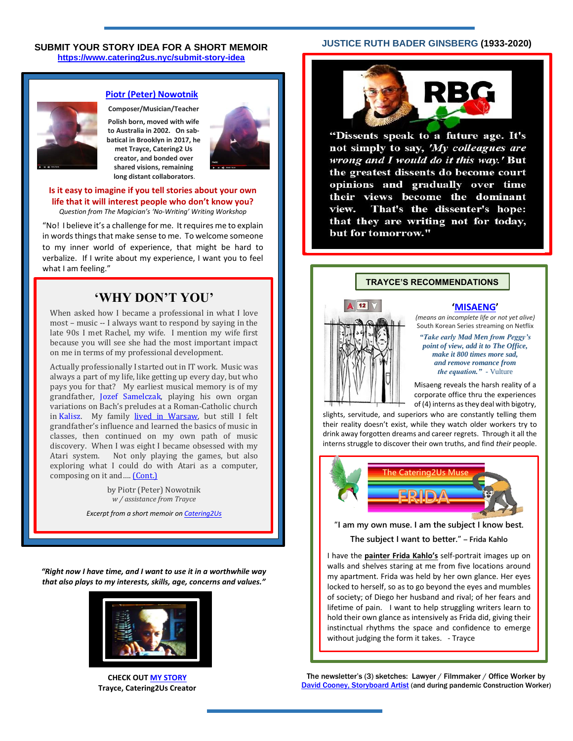**SUBMIT YOUR STORY IDEA FOR A SHORT MEMOIR**
https://www.catering2us.nyc/submit-story-idea

### Piotr (Peter) Nowotnik

**Composer/Musician/Teacher**

**Polish born, moved with wife to Australia in 2002. On sabbatical in Brooklyn in 2017, he met Trayce, Catering2 Us creator, and bonded over shared visions, remaining long distant collaborators.**

**Is it easy to imagine if you tell stories about your own life that it will interest people who don't know you?**

*Question from The Magician's 'No-Writing' Writing Workshop*

"No! I believe it's a challenge for me. It requires me to explain in words things that make sense to me. To welcome someone to my inner world of experience, that might be hard to verbalize. If I write about my experience, I want you to feel what I am feeling."

## 'WHY DON'T YOU'

When asked how I became a professional in what I love most – music -- I always want to respond by saying in the late 90s I met Rachel, my wife. I mention my wife first because you will see she had the most important impact on me in terms of my professional development.

Actually professionally I started out in IT work. Music was always a part of my life, like getting up every day, but who pays you for that? My earliest musical memory is of my grandfather, Jozef Samelczak, playing his own organ variations on Bach's preludes at a Roman-Catholic church in Kalisz. My family lived in Warsaw, but still I felt grandfather's influence and learned the basics of music in classes, then continued on my own path of music discovery. When I was eight I became obsessed with my Atari system. Not only playing the games, but also exploring what I could do with Atari as a computer, composing on it and…. (Cont.)

by Piotr (Peter) Nowotnik
*w / assistance from Trayce*

*Excerpt from a short memoir on Catering2Us*

***"Right now I have time, and I want to use it in a worthwhile way that also plays to my interests, skills, age, concerns and values."***

**CHECK OUT MY STORY**
**Trayce, Catering2Us Creator**

## JUSTICE RUTH BADER GINSBERG (1933-2020)

RBG

**"Dissents speak to a future age. It's not simply to say, *'My colleagues are wrong and I would do it this way.'* But the greatest dissents do become court opinions and gradually over time their views become the dominant view. That's the dissenter's hope: that they are writing not for today, but for tomorrow."**

### TRAYCE'S RECOMMENDATIONS

**'MISAENG'**

*(means an incomplete life or not yet alive)*
South Korean Series streaming on Netflix

***"Take early Mad Men from Peggy's point of view, add it to The Office, make it 800 times more sad, and remove romance from the equation."*** - Vulture

Misaeng reveals the harsh reality of a corporate office thru the experiences of (4) interns as they deal with bigotry, slights, servitude, and superiors who are constantly telling them their reality doesn't exist, while they watch older workers try to drink away forgotten dreams and career regrets. Through it all the interns struggle to discover their own truths, and find *their* people.

The Catering2Us Muse
FRIDA

"I am my own muse. I am the subject I know best. The subject I want to better." – Frida Kahlo

I have the **painter Frida Kahlo's** self-portrait images up on walls and shelves staring at me from five locations around my apartment. Frida was held by her own glance. Her eyes locked to herself, so as to go beyond the eyes and mumbles of society; of Diego her husband and rival; of her fears and lifetime of pain. I want to help struggling writers learn to hold their own glance as intensively as Frida did, giving their instinctual rhythms the space and confidence to emerge without judging the form it takes. - Trayce

**The newsletter's (3) sketches: Lawyer / Filmmaker / Office Worker by** David Cooney, Storyboard Artist (and during pandemic Construction Worker)